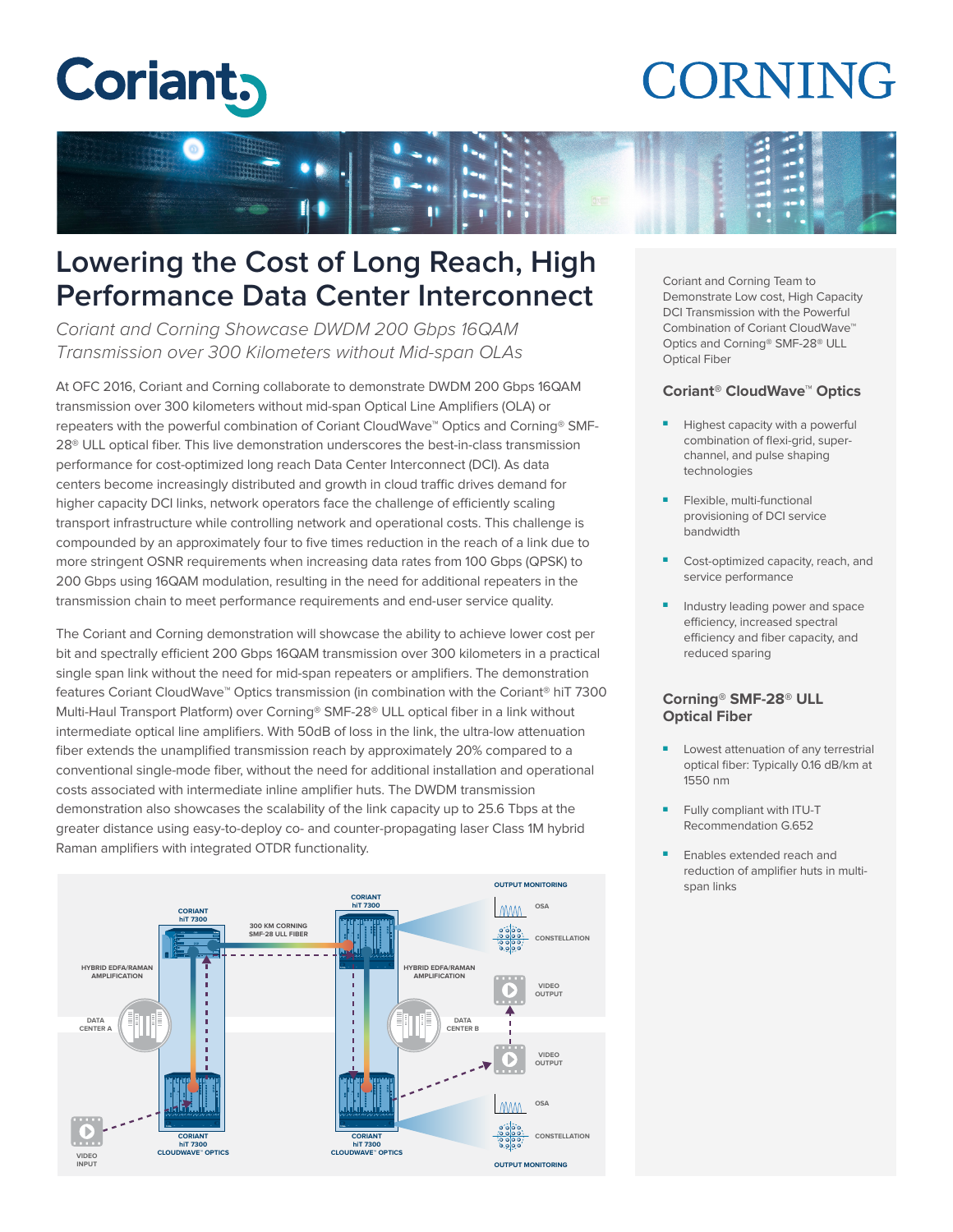# Lowering the Cost of Long Reach, High Performance Data Center Interconnect

*Coriant and Corning Showcase DWDM 200 Gbps 16QAM Transmission over 300 Kilometers without Mid-span OLAs*

At OFC 2016, Coriant and Corning collaborate to demonstrate DWDM 200 Gbps 16QAM transmission over 300 kilometers without mid-span Optical Line Amplifiers (OLA) or repeaters with the powerful combination of Coriant CloudWave™ Optics and Corning® SMF-28® ULL optical fiber. This live demonstration underscores the best-in-class transmission performance for cost-optimized long reach Data Center Interconnect (DCI). As data centers become increasingly distributed and growth in cloud traffic drives demand for higher capacity DCI links, network operators face the challenge of efficiently scaling transport infrastructure while controlling network and operational costs. This challenge is compounded by an approximately four to five times reduction in the reach of a link due to more stringent OSNR requirements when increasing data rates from 100 Gbps (QPSK) to 200 Gbps using 16QAM modulation, resulting in the need for additional repeaters in the transmission chain to meet performance requirements and end-user service quality.

The Coriant and Corning demonstration will showcase the ability to achieve lower cost per bit and spectrally efficient 200 Gbps 16QAM transmission over 300 kilometers in a practical single span link without the need for mid-span repeaters or amplifiers. The demonstration features Coriant CloudWave™ Optics transmission (in combination with the Coriant® hiT 7300 Multi-Haul Transport Platform) over Corning® SMF-28® ULL optical fiber in a link without intermediate optical line amplifiers. With 50dB of loss in the link, the ultra-low attenuation fiber extends the unamplified transmission reach by approximately 20% compared to a conventional single-mode fiber, without the need for additional installation and operational costs associated with intermediate inline amplifier huts. The DWDM transmission demonstration also showcases the scalability of the link capacity up to 25.6 Tbps at the greater distance using easy-to-deploy co- and counter-propagating laser Class 1M hybrid Raman amplifiers with integrated OTDR functionality.

CORIANT hiT 7300 | 300 KM CORNING SMF-28 ULL FIBER | CORIANT hiT 7300 | OUTPUT MONITORING | OSA | CONSTELLATION | VIDEO OUTPUT | HYBRID EDFA/RAMAN AMPLIFICATION | DATA CENTER A | HYBRID EDFA/RAMAN AMPLIFICATION | DATA CENTER B | VIDEO OUTPUT | OSA | CONSTELLATION | OUTPUT MONITORING | VIDEO INPUT | CORIANT hiT 7300 CLOUDWAVE™ OPTICS | CORIANT hiT 7300 CLOUDWAVE™ OPTICS

Coriant and Corning Team to Demonstrate Low cost, High Capacity DCI Transmission with the Powerful Combination of Coriant CloudWave™ Optics and Corning® SMF-28® ULL Optical Fiber

### Coriant® CloudWave™ Optics

- Highest capacity with a powerful combination of flexi-grid, super-channel, and pulse shaping technologies
- Flexible, multi-functional provisioning of DCI service bandwidth
- Cost-optimized capacity, reach, and service performance
- Industry leading power and space efficiency, increased spectral efficiency and fiber capacity, and reduced sparing

### Corning® SMF-28® ULL Optical Fiber

- Lowest attenuation of any terrestrial optical fiber: Typically 0.16 dB/km at 1550 nm
- Fully compliant with ITU-T Recommendation G.652
- Enables extended reach and reduction of amplifier huts in multi-span links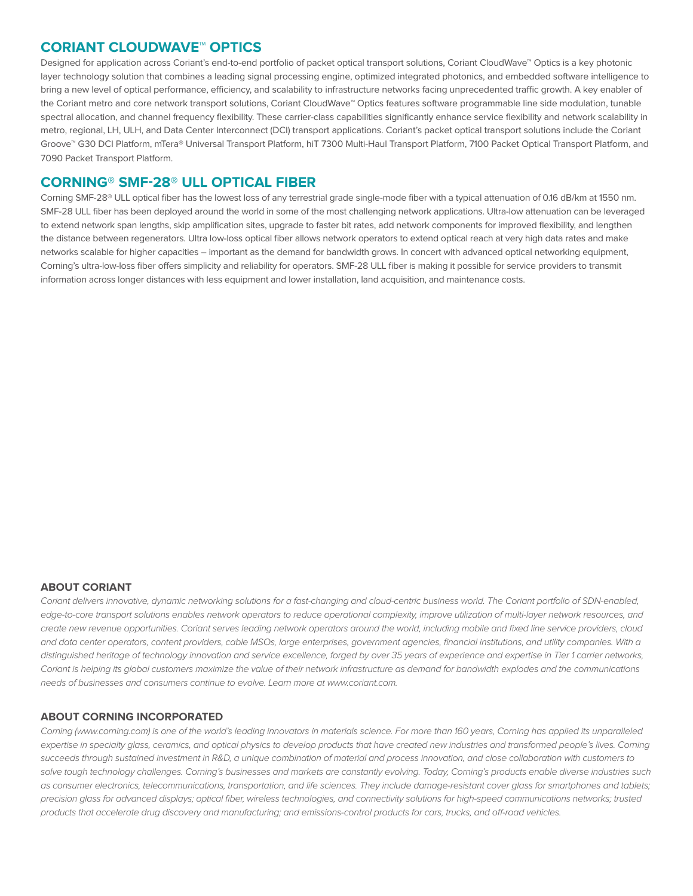## CORIANT CLOUDWAVE™ OPTICS

Designed for application across Coriant's end-to-end portfolio of packet optical transport solutions, Coriant CloudWave™ Optics is a key photonic layer technology solution that combines a leading signal processing engine, optimized integrated photonics, and embedded software intelligence to bring a new level of optical performance, efficiency, and scalability to infrastructure networks facing unprecedented traffic growth. A key enabler of the Coriant metro and core network transport solutions, Coriant CloudWave™ Optics features software programmable line side modulation, tunable spectral allocation, and channel frequency flexibility. These carrier-class capabilities significantly enhance service flexibility and network scalability in metro, regional, LH, ULH, and Data Center Interconnect (DCI) transport applications. Coriant's packet optical transport solutions include the Coriant Groove™ G30 DCI Platform, mTera® Universal Transport Platform, hiT 7300 Multi-Haul Transport Platform, 7100 Packet Optical Transport Platform, and 7090 Packet Transport Platform.

## CORNING® SMF-28® ULL OPTICAL FIBER

Corning SMF-28® ULL optical fiber has the lowest loss of any terrestrial grade single-mode fiber with a typical attenuation of 0.16 dB/km at 1550 nm. SMF-28 ULL fiber has been deployed around the world in some of the most challenging network applications. Ultra-low attenuation can be leveraged to extend network span lengths, skip amplification sites, upgrade to faster bit rates, add network components for improved flexibility, and lengthen the distance between regenerators. Ultra low-loss optical fiber allows network operators to extend optical reach at very high data rates and make networks scalable for higher capacities – important as the demand for bandwidth grows. In concert with advanced optical networking equipment, Corning's ultra-low-loss fiber offers simplicity and reliability for operators. SMF-28 ULL fiber is making it possible for service providers to transmit information across longer distances with less equipment and lower installation, land acquisition, and maintenance costs.

### ABOUT CORIANT

*Coriant delivers innovative, dynamic networking solutions for a fast-changing and cloud-centric business world. The Coriant portfolio of SDN-enabled, edge-to-core transport solutions enables network operators to reduce operational complexity, improve utilization of multi-layer network resources, and create new revenue opportunities. Coriant serves leading network operators around the world, including mobile and fixed line service providers, cloud and data center operators, content providers, cable MSOs, large enterprises, government agencies, financial institutions, and utility companies. With a distinguished heritage of technology innovation and service excellence, forged by over 35 years of experience and expertise in Tier 1 carrier networks, Coriant is helping its global customers maximize the value of their network infrastructure as demand for bandwidth explodes and the communications needs of businesses and consumers continue to evolve. Learn more at www.coriant.com.*

### ABOUT CORNING INCORPORATED

*Corning (www.corning.com) is one of the world's leading innovators in materials science. For more than 160 years, Corning has applied its unparalleled expertise in specialty glass, ceramics, and optical physics to develop products that have created new industries and transformed people's lives. Corning succeeds through sustained investment in R&D, a unique combination of material and process innovation, and close collaboration with customers to solve tough technology challenges. Corning's businesses and markets are constantly evolving. Today, Corning's products enable diverse industries such as consumer electronics, telecommunications, transportation, and life sciences. They include damage-resistant cover glass for smartphones and tablets; precision glass for advanced displays; optical fiber, wireless technologies, and connectivity solutions for high-speed communications networks; trusted products that accelerate drug discovery and manufacturing; and emissions-control products for cars, trucks, and off-road vehicles.*